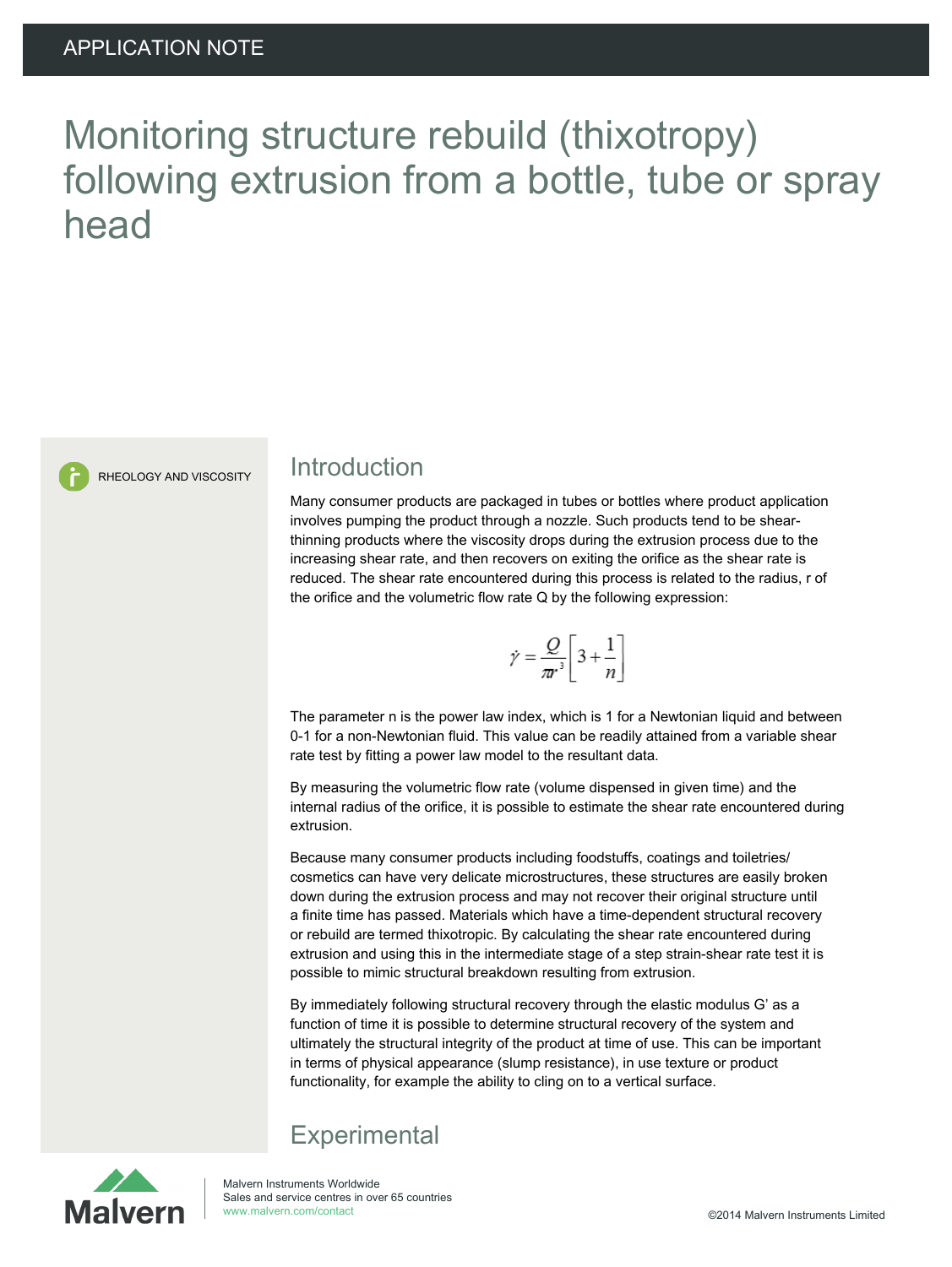APPLICATION NOTE

# Monitoring structure rebuild (thixotropy) following extrusion from a bottle, tube or spray head

RHEOLOGY AND VISCOSITY

## Introduction

Many consumer products are packaged in tubes or bottles where product application involves pumping the product through a nozzle. Such products tend to be shear-thinning products where the viscosity drops during the extrusion process due to the increasing shear rate, and then recovers on exiting the orifice as the shear rate is reduced. The shear rate encountered during this process is related to the radius, r of the orifice and the volumetric flow rate Q by the following expression:

$$\dot{\gamma} = \frac{Q}{\pi r^3}\left[3 + \frac{1}{n}\right]$$

The parameter n is the power law index, which is 1 for a Newtonian liquid and between 0-1 for a non-Newtonian fluid. This value can be readily attained from a variable shear rate test by fitting a power law model to the resultant data.

By measuring the volumetric flow rate (volume dispensed in given time) and the internal radius of the orifice, it is possible to estimate the shear rate encountered during extrusion.

Because many consumer products including foodstuffs, coatings and toiletries/ cosmetics can have very delicate microstructures, these structures are easily broken down during the extrusion process and may not recover their original structure until a finite time has passed. Materials which have a time-dependent structural recovery or rebuild are termed thixotropic. By calculating the shear rate encountered during extrusion and using this in the intermediate stage of a step strain-shear rate test it is possible to mimic structural breakdown resulting from extrusion.

By immediately following structural recovery through the elastic modulus G' as a function of time it is possible to determine structural recovery of the system and ultimately the structural integrity of the product at time of use. This can be important in terms of physical appearance (slump resistance), in use texture or product functionality, for example the ability to cling on to a vertical surface.

## Experimental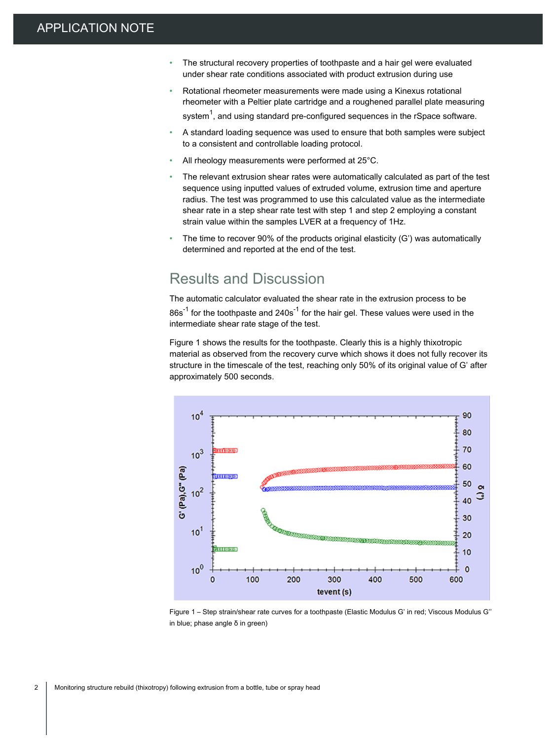- The structural recovery properties of toothpaste and a hair gel were evaluated under shear rate conditions associated with product extrusion during use
- Rotational rheometer measurements were made using a Kinexus rotational rheometer with a Peltier plate cartridge and a roughened parallel plate measuring system[1], and using standard pre-configured sequences in the rSpace software.
- A standard loading sequence was used to ensure that both samples were subject to a consistent and controllable loading protocol.
- All rheology measurements were performed at 25°C.
- The relevant extrusion shear rates were automatically calculated as part of the test sequence using inputted values of extruded volume, extrusion time and aperture radius. The test was programmed to use this calculated value as the intermediate shear rate in a step shear rate test with step 1 and step 2 employing a constant strain value within the samples LVER at a frequency of 1Hz.
- The time to recover 90% of the products original elasticity (G') was automatically determined and reported at the end of the test.

## Results and Discussion

The automatic calculator evaluated the shear rate in the extrusion process to be $86s^{-1}$ for the toothpaste and $240s^{-1}$ for the hair gel. These values were used in the intermediate shear rate stage of the test.

Figure 1 shows the results for the toothpaste. Clearly this is a highly thixotropic material as observed from the recovery curve which shows it does not fully recover its structure in the timescale of the test, reaching only 50% of its original value of G' after approximately 500 seconds.

Figure 1 – Step strain/shear rate curves for a toothpaste (Elastic Modulus G' in red; Viscous Modulus G'' in blue; phase angle δ in green)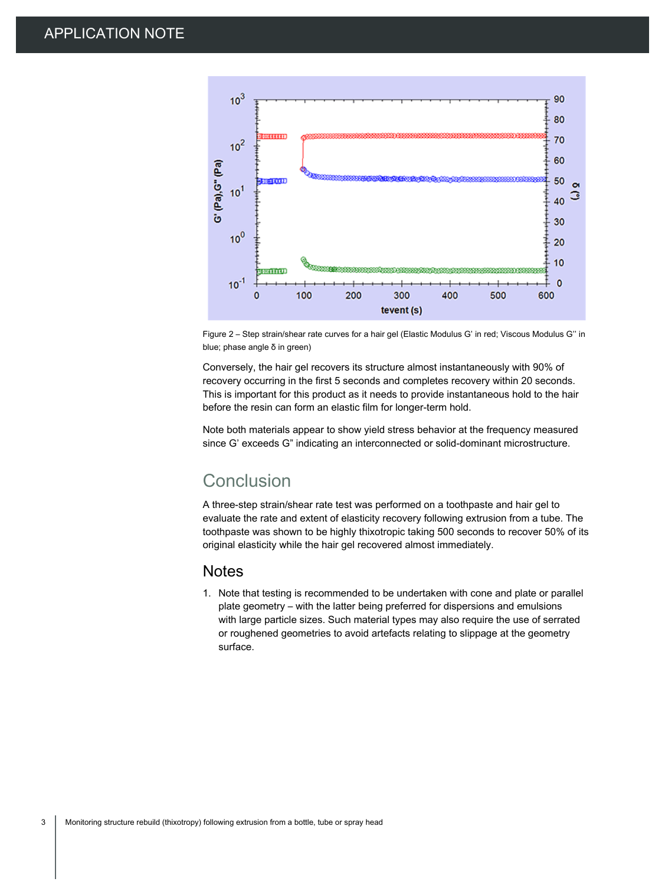Figure 2 – Step strain/shear rate curves for a hair gel (Elastic Modulus G' in red; Viscous Modulus G'' in blue; phase angle δ in green)

Conversely, the hair gel recovers its structure almost instantaneously with 90% of recovery occurring in the first 5 seconds and completes recovery within 20 seconds. This is important for this product as it needs to provide instantaneous hold to the hair before the resin can form an elastic film for longer-term hold.

Note both materials appear to show yield stress behavior at the frequency measured since G' exceeds G" indicating an interconnected or solid-dominant microstructure.

## Conclusion

A three-step strain/shear rate test was performed on a toothpaste and hair gel to evaluate the rate and extent of elasticity recovery following extrusion from a tube. The toothpaste was shown to be highly thixotropic taking 500 seconds to recover 50% of its original elasticity while the hair gel recovered almost immediately.

## Notes

1. Note that testing is recommended to be undertaken with cone and plate or parallel plate geometry – with the latter being preferred for dispersions and emulsions with large particle sizes. Such material types may also require the use of serrated or roughened geometries to avoid artefacts relating to slippage at the geometry surface.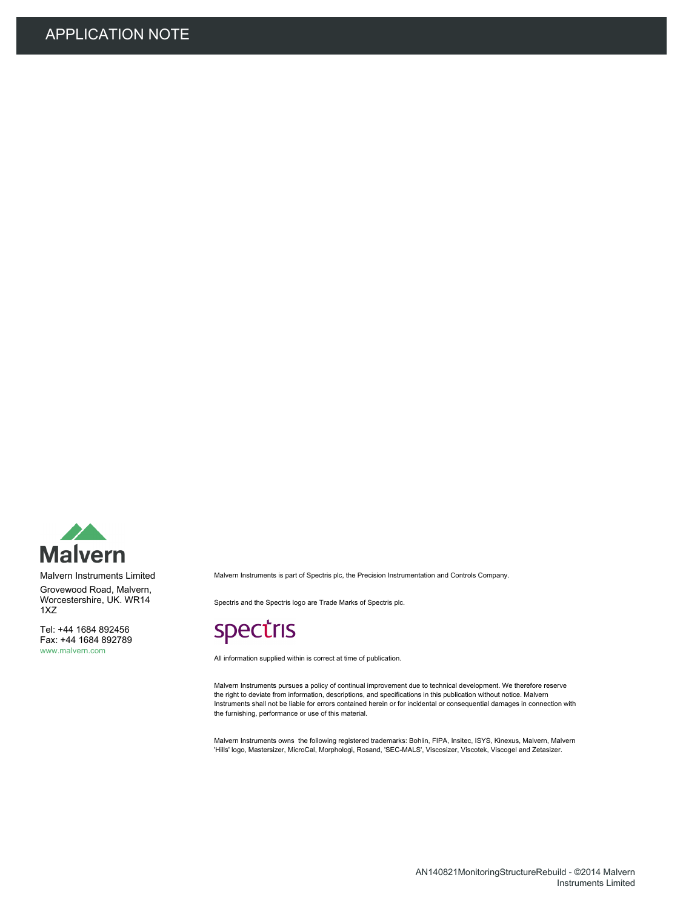APPLICATION NOTE

Malvern

Malvern Instruments Limited

Grovewood Road, Malvern, Worcestershire, UK. WR14 1XZ

Tel: +44 1684 892456
Fax: +44 1684 892789
www.malvern.com

Malvern Instruments is part of Spectris plc, the Precision Instrumentation and Controls Company.

Spectris and the Spectris logo are Trade Marks of Spectris plc.

spectris

All information supplied within is correct at time of publication.

Malvern Instruments pursues a policy of continual improvement due to technical development. We therefore reserve the right to deviate from information, descriptions, and specifications in this publication without notice. Malvern Instruments shall not be liable for errors contained herein or for incidental or consequential damages in connection with the furnishing, performance or use of this material.

Malvern Instruments owns the following registered trademarks: Bohlin, FIPA, Insitec, ISYS, Kinexus, Malvern, Malvern 'Hills' logo, Mastersizer, MicroCal, Morphologi, Rosand, 'SEC-MALS', Viscosizer, Viscotek, Viscogel and Zetasizer.

AN140821MonitoringStructureRebuild - ©2014 Malvern Instruments Limited